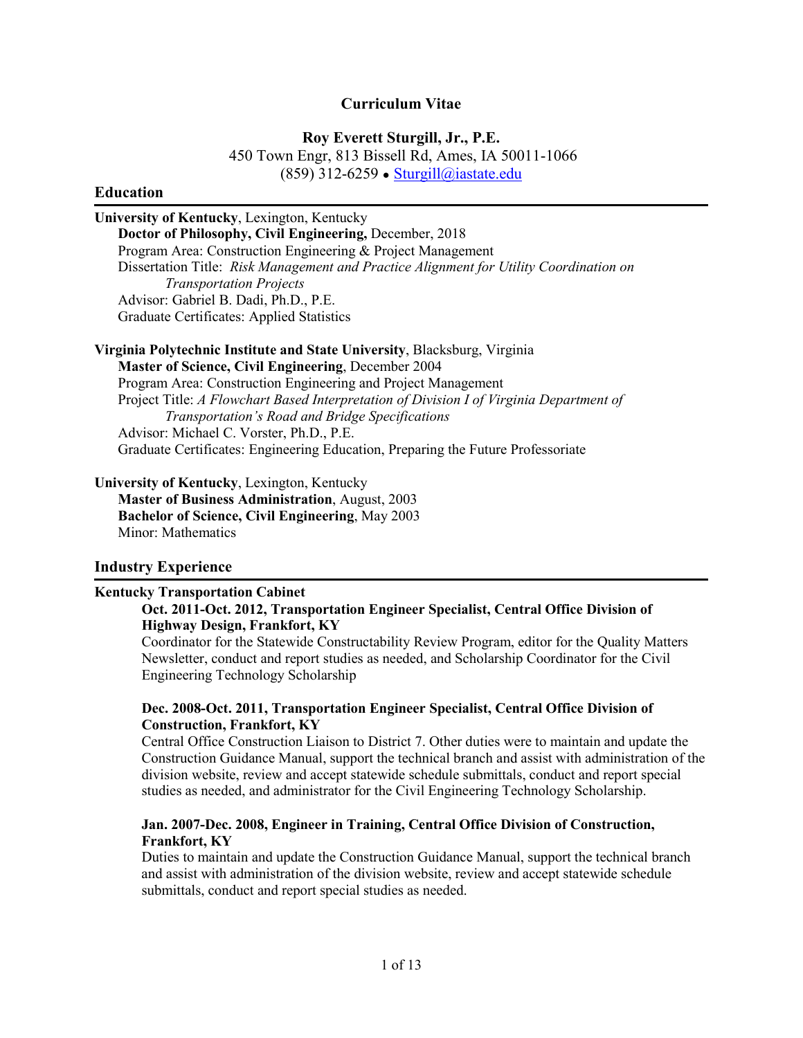# Curriculum Vitae

**Roy Everett Sturgill, Jr., P.E.**

450 Town Engr, 813 Bissell Rd, Ames, IA 50011-1066

(859) 312-6259 • Sturgill@iastate.edu

## Education

**University of Kentucky**, Lexington, Kentucky

**Doctor of Philosophy, Civil Engineering,** December, 2018

Program Area: Construction Engineering & Project Management

Dissertation Title: *Risk Management and Practice Alignment for Utility Coordination on Transportation Projects*

Advisor: Gabriel B. Dadi, Ph.D., P.E.

Graduate Certificates: Applied Statistics

**Virginia Polytechnic Institute and State University**, Blacksburg, Virginia

**Master of Science, Civil Engineering**, December 2004

Program Area: Construction Engineering and Project Management

Project Title: *A Flowchart Based Interpretation of Division I of Virginia Department of Transportation's Road and Bridge Specifications*

Advisor: Michael C. Vorster, Ph.D., P.E.

Graduate Certificates: Engineering Education, Preparing the Future Professoriate

**University of Kentucky**, Lexington, Kentucky

**Master of Business Administration**, August, 2003

**Bachelor of Science, Civil Engineering**, May 2003

Minor: Mathematics

## Industry Experience

**Kentucky Transportation Cabinet**

**Oct. 2011-Oct. 2012, Transportation Engineer Specialist, Central Office Division of Highway Design, Frankfort, KY**

Coordinator for the Statewide Constructability Review Program, editor for the Quality Matters Newsletter, conduct and report studies as needed, and Scholarship Coordinator for the Civil Engineering Technology Scholarship

**Dec. 2008-Oct. 2011, Transportation Engineer Specialist, Central Office Division of Construction, Frankfort, KY**

Central Office Construction Liaison to District 7. Other duties were to maintain and update the Construction Guidance Manual, support the technical branch and assist with administration of the division website, review and accept statewide schedule submittals, conduct and report special studies as needed, and administrator for the Civil Engineering Technology Scholarship.

**Jan. 2007-Dec. 2008, Engineer in Training, Central Office Division of Construction, Frankfort, KY**

Duties to maintain and update the Construction Guidance Manual, support the technical branch and assist with administration of the division website, review and accept statewide schedule submittals, conduct and report special studies as needed.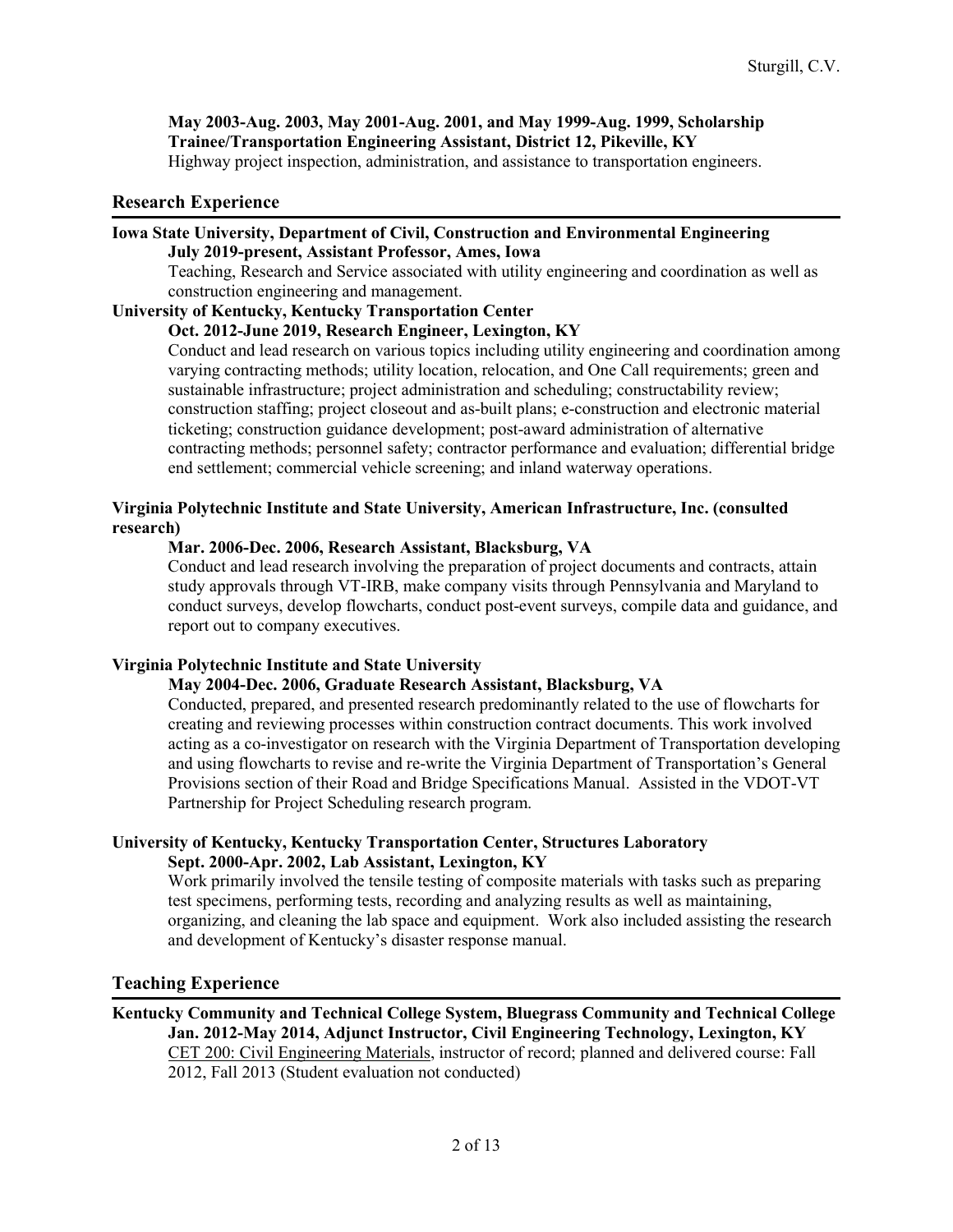**May 2003-Aug. 2003, May 2001-Aug. 2001, and May 1999-Aug. 1999, Scholarship Trainee/Transportation Engineering Assistant, District 12, Pikeville, KY**
Highway project inspection, administration, and assistance to transportation engineers.

## Research Experience

**Iowa State University, Department of Civil, Construction and Environmental Engineering**
**July 2019-present, Assistant Professor, Ames, Iowa**
Teaching, Research and Service associated with utility engineering and coordination as well as construction engineering and management.

**University of Kentucky, Kentucky Transportation Center**
**Oct. 2012-June 2019, Research Engineer, Lexington, KY**
Conduct and lead research on various topics including utility engineering and coordination among varying contracting methods; utility location, relocation, and One Call requirements; green and sustainable infrastructure; project administration and scheduling; constructability review; construction staffing; project closeout and as-built plans; e-construction and electronic material ticketing; construction guidance development; post-award administration of alternative contracting methods; personnel safety; contractor performance and evaluation; differential bridge end settlement; commercial vehicle screening; and inland waterway operations.

**Virginia Polytechnic Institute and State University, American Infrastructure, Inc. (consulted research)**
**Mar. 2006-Dec. 2006, Research Assistant, Blacksburg, VA**
Conduct and lead research involving the preparation of project documents and contracts, attain study approvals through VT-IRB, make company visits through Pennsylvania and Maryland to conduct surveys, develop flowcharts, conduct post-event surveys, compile data and guidance, and report out to company executives.

**Virginia Polytechnic Institute and State University**
**May 2004-Dec. 2006, Graduate Research Assistant, Blacksburg, VA**
Conducted, prepared, and presented research predominantly related to the use of flowcharts for creating and reviewing processes within construction contract documents. This work involved acting as a co-investigator on research with the Virginia Department of Transportation developing and using flowcharts to revise and re-write the Virginia Department of Transportation's General Provisions section of their Road and Bridge Specifications Manual. Assisted in the VDOT-VT Partnership for Project Scheduling research program.

**University of Kentucky, Kentucky Transportation Center, Structures Laboratory**
**Sept. 2000-Apr. 2002, Lab Assistant, Lexington, KY**
Work primarily involved the tensile testing of composite materials with tasks such as preparing test specimens, performing tests, recording and analyzing results as well as maintaining, organizing, and cleaning the lab space and equipment. Work also included assisting the research and development of Kentucky's disaster response manual.

## Teaching Experience

**Kentucky Community and Technical College System, Bluegrass Community and Technical College**
**Jan. 2012-May 2014, Adjunct Instructor, Civil Engineering Technology, Lexington, KY**
<u>CET 200: Civil Engineering Materials</u>, instructor of record; planned and delivered course: Fall 2012, Fall 2013 (Student evaluation not conducted)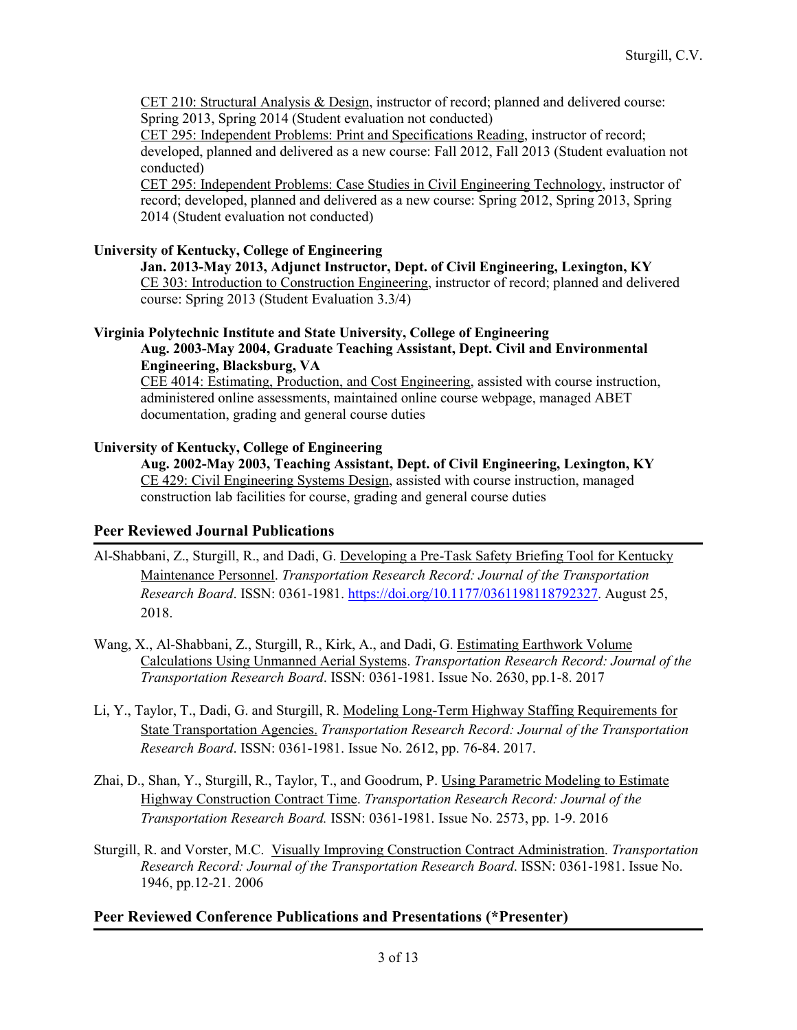CET 210: Structural Analysis & Design, instructor of record; planned and delivered course: Spring 2013, Spring 2014 (Student evaluation not conducted)
CET 295: Independent Problems: Print and Specifications Reading, instructor of record; developed, planned and delivered as a new course: Fall 2012, Fall 2013 (Student evaluation not conducted)
CET 295: Independent Problems: Case Studies in Civil Engineering Technology, instructor of record; developed, planned and delivered as a new course: Spring 2012, Spring 2013, Spring 2014 (Student evaluation not conducted)

**University of Kentucky, College of Engineering**

**Jan. 2013-May 2013, Adjunct Instructor, Dept. of Civil Engineering, Lexington, KY**
CE 303: Introduction to Construction Engineering, instructor of record; planned and delivered course: Spring 2013 (Student Evaluation 3.3/4)

**Virginia Polytechnic Institute and State University, College of Engineering**

**Aug. 2003-May 2004, Graduate Teaching Assistant, Dept. Civil and Environmental Engineering, Blacksburg, VA**
CEE 4014: Estimating, Production, and Cost Engineering, assisted with course instruction, administered online assessments, maintained online course webpage, managed ABET documentation, grading and general course duties

**University of Kentucky, College of Engineering**

**Aug. 2002-May 2003, Teaching Assistant, Dept. of Civil Engineering, Lexington, KY**
CE 429: Civil Engineering Systems Design, assisted with course instruction, managed construction lab facilities for course, grading and general course duties

## Peer Reviewed Journal Publications

Al-Shabbani, Z., Sturgill, R., and Dadi, G. Developing a Pre-Task Safety Briefing Tool for Kentucky Maintenance Personnel. *Transportation Research Record: Journal of the Transportation Research Board*. ISSN: 0361-1981. https://doi.org/10.1177/0361198118792327. August 25, 2018.

Wang, X., Al-Shabbani, Z., Sturgill, R., Kirk, A., and Dadi, G. Estimating Earthwork Volume Calculations Using Unmanned Aerial Systems. *Transportation Research Record: Journal of the Transportation Research Board*. ISSN: 0361-1981. Issue No. 2630, pp.1-8. 2017

Li, Y., Taylor, T., Dadi, G. and Sturgill, R. Modeling Long-Term Highway Staffing Requirements for State Transportation Agencies. *Transportation Research Record: Journal of the Transportation Research Board*. ISSN: 0361-1981. Issue No. 2612, pp. 76-84. 2017.

Zhai, D., Shan, Y., Sturgill, R., Taylor, T., and Goodrum, P. Using Parametric Modeling to Estimate Highway Construction Contract Time. *Transportation Research Record: Journal of the Transportation Research Board.* ISSN: 0361-1981. Issue No. 2573, pp. 1-9. 2016

Sturgill, R. and Vorster, M.C. Visually Improving Construction Contract Administration. *Transportation Research Record: Journal of the Transportation Research Board*. ISSN: 0361-1981. Issue No. 1946, pp.12-21. 2006

## Peer Reviewed Conference Publications and Presentations (*Presenter)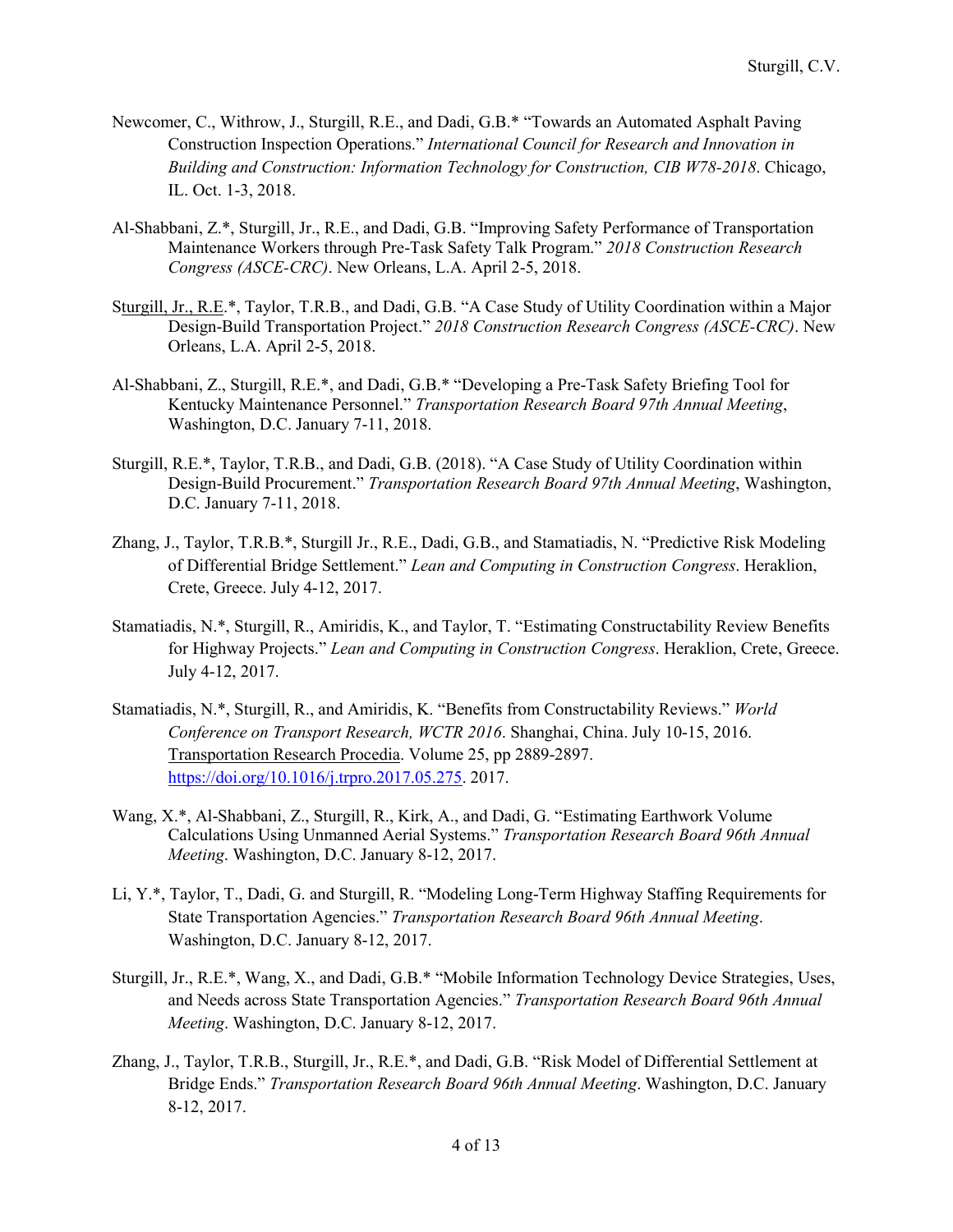Newcomer, C., Withrow, J., Sturgill, R.E., and Dadi, G.B.* "Towards an Automated Asphalt Paving Construction Inspection Operations." *International Council for Research and Innovation in Building and Construction: Information Technology for Construction, CIB W78-2018*. Chicago, IL. Oct. 1-3, 2018.

Al-Shabbani, Z.*, Sturgill, Jr., R.E., and Dadi, G.B. "Improving Safety Performance of Transportation Maintenance Workers through Pre-Task Safety Talk Program." *2018 Construction Research Congress (ASCE-CRC)*. New Orleans, L.A. April 2-5, 2018.

Sturgill, Jr., R.E.*, Taylor, T.R.B., and Dadi, G.B. "A Case Study of Utility Coordination within a Major Design-Build Transportation Project." *2018 Construction Research Congress (ASCE-CRC)*. New Orleans, L.A. April 2-5, 2018.

Al-Shabbani, Z., Sturgill, R.E.*, and Dadi, G.B.* "Developing a Pre-Task Safety Briefing Tool for Kentucky Maintenance Personnel." *Transportation Research Board 97th Annual Meeting*, Washington, D.C. January 7-11, 2018.

Sturgill, R.E.*, Taylor, T.R.B., and Dadi, G.B. (2018). "A Case Study of Utility Coordination within Design-Build Procurement." *Transportation Research Board 97th Annual Meeting*, Washington, D.C. January 7-11, 2018.

Zhang, J., Taylor, T.R.B.*, Sturgill Jr., R.E., Dadi, G.B., and Stamatiadis, N. "Predictive Risk Modeling of Differential Bridge Settlement." *Lean and Computing in Construction Congress*. Heraklion, Crete, Greece. July 4-12, 2017.

Stamatiadis, N.*, Sturgill, R., Amiridis, K., and Taylor, T. "Estimating Constructability Review Benefits for Highway Projects." *Lean and Computing in Construction Congress*. Heraklion, Crete, Greece. July 4-12, 2017.

Stamatiadis, N.*, Sturgill, R., and Amiridis, K. "Benefits from Constructability Reviews." *World Conference on Transport Research, WCTR 2016*. Shanghai, China. July 10-15, 2016. Transportation Research Procedia. Volume 25, pp 2889-2897. https://doi.org/10.1016/j.trpro.2017.05.275. 2017.

Wang, X.*, Al-Shabbani, Z., Sturgill, R., Kirk, A., and Dadi, G. "Estimating Earthwork Volume Calculations Using Unmanned Aerial Systems." *Transportation Research Board 96th Annual Meeting*. Washington, D.C. January 8-12, 2017.

Li, Y.*, Taylor, T., Dadi, G. and Sturgill, R. "Modeling Long-Term Highway Staffing Requirements for State Transportation Agencies." *Transportation Research Board 96th Annual Meeting*. Washington, D.C. January 8-12, 2017.

Sturgill, Jr., R.E.*, Wang, X., and Dadi, G.B.* "Mobile Information Technology Device Strategies, Uses, and Needs across State Transportation Agencies." *Transportation Research Board 96th Annual Meeting*. Washington, D.C. January 8-12, 2017.

Zhang, J., Taylor, T.R.B., Sturgill, Jr., R.E.*, and Dadi, G.B. "Risk Model of Differential Settlement at Bridge Ends." *Transportation Research Board 96th Annual Meeting*. Washington, D.C. January 8-12, 2017.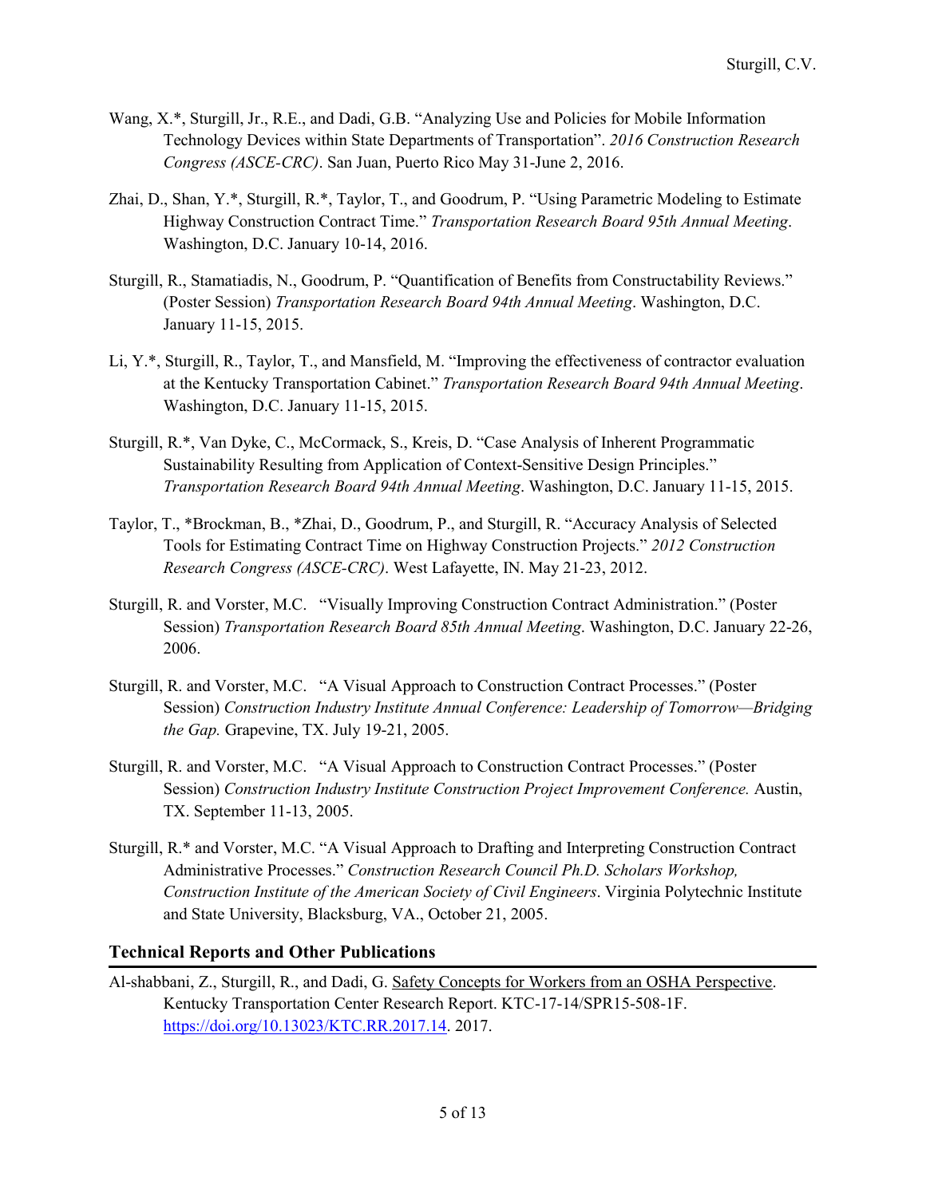Wang, X.*, Sturgill, Jr., R.E., and Dadi, G.B. "Analyzing Use and Policies for Mobile Information Technology Devices within State Departments of Transportation". *2016 Construction Research Congress (ASCE-CRC)*. San Juan, Puerto Rico May 31-June 2, 2016.

Zhai, D., Shan, Y.*, Sturgill, R.*, Taylor, T., and Goodrum, P. "Using Parametric Modeling to Estimate Highway Construction Contract Time." *Transportation Research Board 95th Annual Meeting*. Washington, D.C. January 10-14, 2016.

Sturgill, R., Stamatiadis, N., Goodrum, P. "Quantification of Benefits from Constructability Reviews." (Poster Session) *Transportation Research Board 94th Annual Meeting*. Washington, D.C. January 11-15, 2015.

Li, Y.*, Sturgill, R., Taylor, T., and Mansfield, M. "Improving the effectiveness of contractor evaluation at the Kentucky Transportation Cabinet." *Transportation Research Board 94th Annual Meeting*. Washington, D.C. January 11-15, 2015.

Sturgill, R.*, Van Dyke, C., McCormack, S., Kreis, D. "Case Analysis of Inherent Programmatic Sustainability Resulting from Application of Context-Sensitive Design Principles." *Transportation Research Board 94th Annual Meeting*. Washington, D.C. January 11-15, 2015.

Taylor, T., *Brockman, B., *Zhai, D., Goodrum, P., and Sturgill, R. "Accuracy Analysis of Selected Tools for Estimating Contract Time on Highway Construction Projects." *2012 Construction Research Congress (ASCE-CRC)*. West Lafayette, IN. May 21-23, 2012.

Sturgill, R. and Vorster, M.C. "Visually Improving Construction Contract Administration." (Poster Session) *Transportation Research Board 85th Annual Meeting*. Washington, D.C. January 22-26, 2006.

Sturgill, R. and Vorster, M.C. "A Visual Approach to Construction Contract Processes." (Poster Session) *Construction Industry Institute Annual Conference: Leadership of Tomorrow—Bridging the Gap.* Grapevine, TX. July 19-21, 2005.

Sturgill, R. and Vorster, M.C. "A Visual Approach to Construction Contract Processes." (Poster Session) *Construction Industry Institute Construction Project Improvement Conference.* Austin, TX. September 11-13, 2005.

Sturgill, R.* and Vorster, M.C. "A Visual Approach to Drafting and Interpreting Construction Contract Administrative Processes." *Construction Research Council Ph.D. Scholars Workshop, Construction Institute of the American Society of Civil Engineers*. Virginia Polytechnic Institute and State University, Blacksburg, VA., October 21, 2005.

## Technical Reports and Other Publications

Al-shabbani, Z., Sturgill, R., and Dadi, G. Safety Concepts for Workers from an OSHA Perspective. Kentucky Transportation Center Research Report. KTC-17-14/SPR15-508-1F. https://doi.org/10.13023/KTC.RR.2017.14. 2017.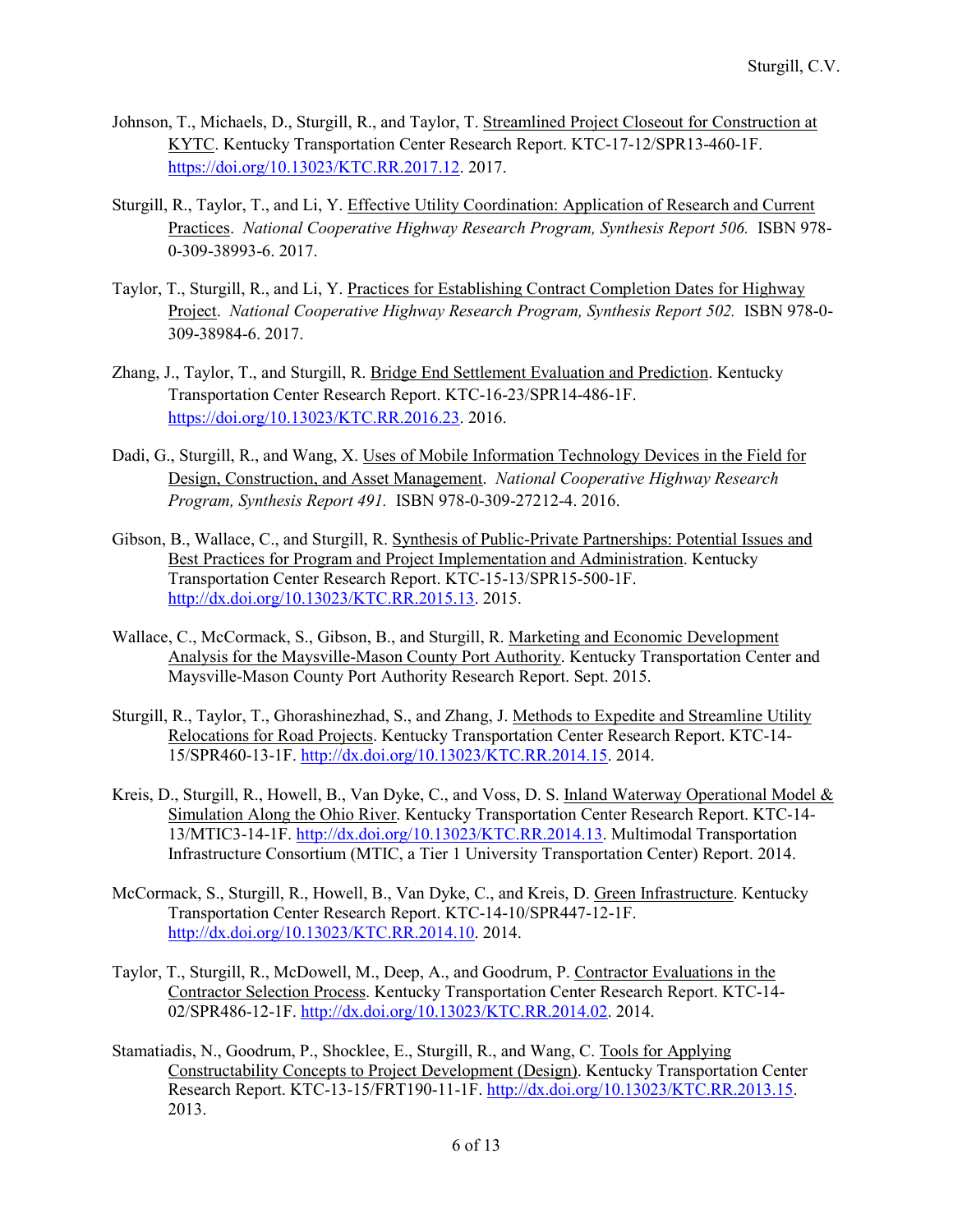Johnson, T., Michaels, D., Sturgill, R., and Taylor, T. Streamlined Project Closeout for Construction at KYTC. Kentucky Transportation Center Research Report. KTC-17-12/SPR13-460-1F. https://doi.org/10.13023/KTC.RR.2017.12. 2017.

Sturgill, R., Taylor, T., and Li, Y. Effective Utility Coordination: Application of Research and Current Practices. *National Cooperative Highway Research Program, Synthesis Report 506.* ISBN 978-0-309-38993-6. 2017.

Taylor, T., Sturgill, R., and Li, Y. Practices for Establishing Contract Completion Dates for Highway Project. *National Cooperative Highway Research Program, Synthesis Report 502.* ISBN 978-0-309-38984-6. 2017.

Zhang, J., Taylor, T., and Sturgill, R. Bridge End Settlement Evaluation and Prediction. Kentucky Transportation Center Research Report. KTC-16-23/SPR14-486-1F. https://doi.org/10.13023/KTC.RR.2016.23. 2016.

Dadi, G., Sturgill, R., and Wang, X. Uses of Mobile Information Technology Devices in the Field for Design, Construction, and Asset Management. *National Cooperative Highway Research Program, Synthesis Report 491.* ISBN 978-0-309-27212-4. 2016.

Gibson, B., Wallace, C., and Sturgill, R. Synthesis of Public-Private Partnerships: Potential Issues and Best Practices for Program and Project Implementation and Administration. Kentucky Transportation Center Research Report. KTC-15-13/SPR15-500-1F. http://dx.doi.org/10.13023/KTC.RR.2015.13. 2015.

Wallace, C., McCormack, S., Gibson, B., and Sturgill, R. Marketing and Economic Development Analysis for the Maysville-Mason County Port Authority. Kentucky Transportation Center and Maysville-Mason County Port Authority Research Report. Sept. 2015.

Sturgill, R., Taylor, T., Ghorashinezhad, S., and Zhang, J. Methods to Expedite and Streamline Utility Relocations for Road Projects. Kentucky Transportation Center Research Report. KTC-14-15/SPR460-13-1F. http://dx.doi.org/10.13023/KTC.RR.2014.15. 2014.

Kreis, D., Sturgill, R., Howell, B., Van Dyke, C., and Voss, D. S. Inland Waterway Operational Model & Simulation Along the Ohio River. Kentucky Transportation Center Research Report. KTC-14-13/MTIC3-14-1F. http://dx.doi.org/10.13023/KTC.RR.2014.13. Multimodal Transportation Infrastructure Consortium (MTIC, a Tier 1 University Transportation Center) Report. 2014.

McCormack, S., Sturgill, R., Howell, B., Van Dyke, C., and Kreis, D. Green Infrastructure. Kentucky Transportation Center Research Report. KTC-14-10/SPR447-12-1F. http://dx.doi.org/10.13023/KTC.RR.2014.10. 2014.

Taylor, T., Sturgill, R., McDowell, M., Deep, A., and Goodrum, P. Contractor Evaluations in the Contractor Selection Process. Kentucky Transportation Center Research Report. KTC-14-02/SPR486-12-1F. http://dx.doi.org/10.13023/KTC.RR.2014.02. 2014.

Stamatiadis, N., Goodrum, P., Shocklee, E., Sturgill, R., and Wang, C. Tools for Applying Constructability Concepts to Project Development (Design). Kentucky Transportation Center Research Report. KTC-13-15/FRT190-11-1F. http://dx.doi.org/10.13023/KTC.RR.2013.15. 2013.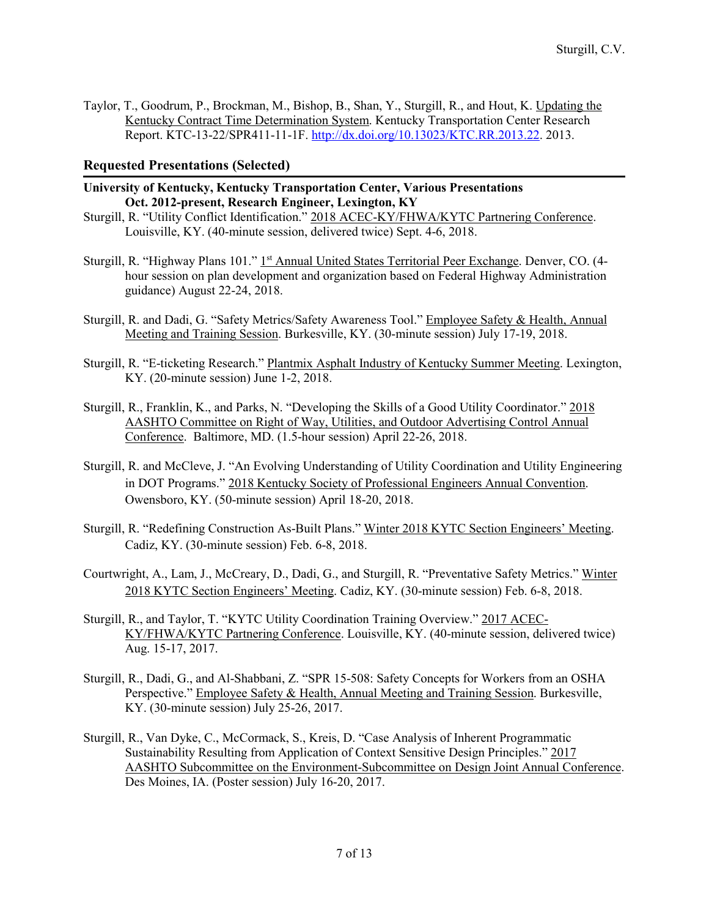Taylor, T., Goodrum, P., Brockman, M., Bishop, B., Shan, Y., Sturgill, R., and Hout, K. Updating the Kentucky Contract Time Determination System. Kentucky Transportation Center Research Report. KTC-13-22/SPR411-11-1F. http://dx.doi.org/10.13023/KTC.RR.2013.22. 2013.

## Requested Presentations (Selected)

**University of Kentucky, Kentucky Transportation Center, Various Presentations**
**Oct. 2012-present, Research Engineer, Lexington, KY**

Sturgill, R. "Utility Conflict Identification." 2018 ACEC-KY/FHWA/KYTC Partnering Conference. Louisville, KY. (40-minute session, delivered twice) Sept. 4-6, 2018.

Sturgill, R. "Highway Plans 101." 1st Annual United States Territorial Peer Exchange. Denver, CO. (4-hour session on plan development and organization based on Federal Highway Administration guidance) August 22-24, 2018.

Sturgill, R. and Dadi, G. "Safety Metrics/Safety Awareness Tool." Employee Safety & Health, Annual Meeting and Training Session. Burkesville, KY. (30-minute session) July 17-19, 2018.

Sturgill, R. "E-ticketing Research." Plantmix Asphalt Industry of Kentucky Summer Meeting. Lexington, KY. (20-minute session) June 1-2, 2018.

Sturgill, R., Franklin, K., and Parks, N. "Developing the Skills of a Good Utility Coordinator." 2018 AASHTO Committee on Right of Way, Utilities, and Outdoor Advertising Control Annual Conference. Baltimore, MD. (1.5-hour session) April 22-26, 2018.

Sturgill, R. and McCleve, J. "An Evolving Understanding of Utility Coordination and Utility Engineering in DOT Programs." 2018 Kentucky Society of Professional Engineers Annual Convention. Owensboro, KY. (50-minute session) April 18-20, 2018.

Sturgill, R. "Redefining Construction As-Built Plans." Winter 2018 KYTC Section Engineers' Meeting. Cadiz, KY. (30-minute session) Feb. 6-8, 2018.

Courtwright, A., Lam, J., McCreary, D., Dadi, G., and Sturgill, R. "Preventative Safety Metrics." Winter 2018 KYTC Section Engineers' Meeting. Cadiz, KY. (30-minute session) Feb. 6-8, 2018.

Sturgill, R., and Taylor, T. "KYTC Utility Coordination Training Overview." 2017 ACEC-KY/FHWA/KYTC Partnering Conference. Louisville, KY. (40-minute session, delivered twice) Aug. 15-17, 2017.

Sturgill, R., Dadi, G., and Al-Shabbani, Z. "SPR 15-508: Safety Concepts for Workers from an OSHA Perspective." Employee Safety & Health, Annual Meeting and Training Session. Burkesville, KY. (30-minute session) July 25-26, 2017.

Sturgill, R., Van Dyke, C., McCormack, S., Kreis, D. "Case Analysis of Inherent Programmatic Sustainability Resulting from Application of Context Sensitive Design Principles." 2017 AASHTO Subcommittee on the Environment-Subcommittee on Design Joint Annual Conference. Des Moines, IA. (Poster session) July 16-20, 2017.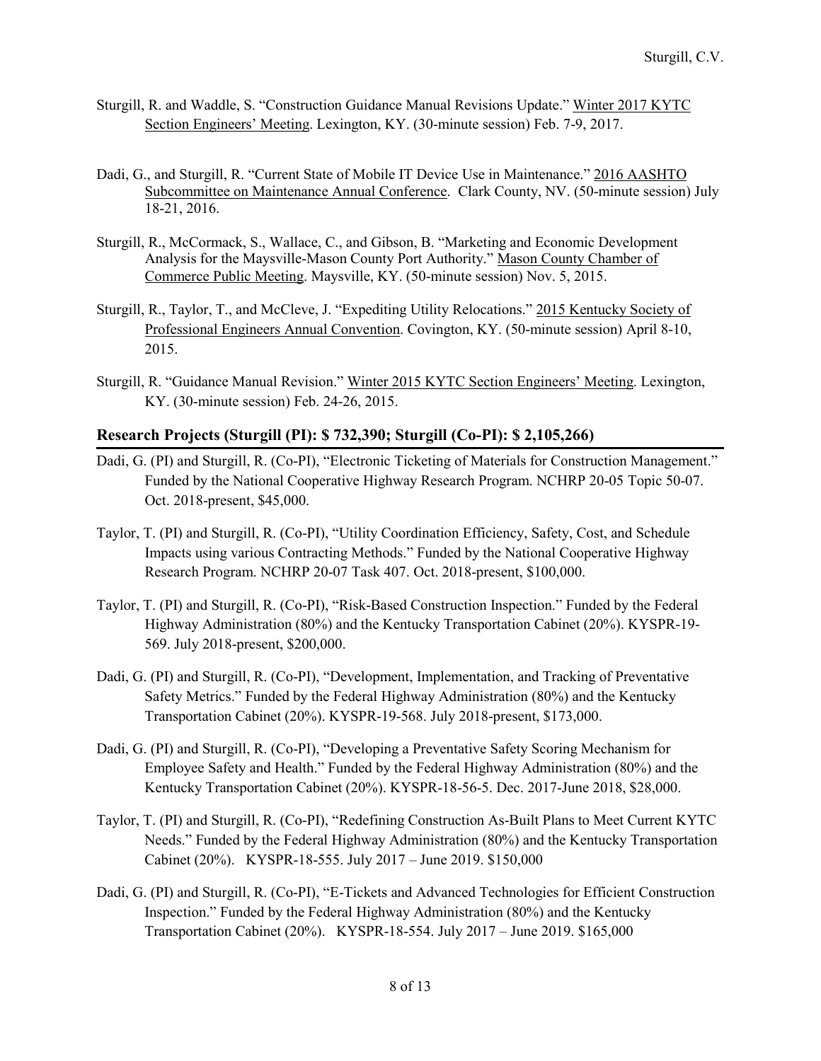Sturgill, R. and Waddle, S. "Construction Guidance Manual Revisions Update." Winter 2017 KYTC Section Engineers' Meeting. Lexington, KY. (30-minute session) Feb. 7-9, 2017.

Dadi, G., and Sturgill, R. "Current State of Mobile IT Device Use in Maintenance." 2016 AASHTO Subcommittee on Maintenance Annual Conference. Clark County, NV. (50-minute session) July 18-21, 2016.

Sturgill, R., McCormack, S., Wallace, C., and Gibson, B. "Marketing and Economic Development Analysis for the Maysville-Mason County Port Authority." Mason County Chamber of Commerce Public Meeting. Maysville, KY. (50-minute session) Nov. 5, 2015.

Sturgill, R., Taylor, T., and McCleve, J. "Expediting Utility Relocations." 2015 Kentucky Society of Professional Engineers Annual Convention. Covington, KY. (50-minute session) April 8-10, 2015.

Sturgill, R. "Guidance Manual Revision." Winter 2015 KYTC Section Engineers' Meeting. Lexington, KY. (30-minute session) Feb. 24-26, 2015.

## Research Projects (Sturgill (PI): $ 732,390; Sturgill (Co-PI): $ 2,105,266)

Dadi, G. (PI) and Sturgill, R. (Co-PI), "Electronic Ticketing of Materials for Construction Management." Funded by the National Cooperative Highway Research Program. NCHRP 20-05 Topic 50-07. Oct. 2018-present, $45,000.

Taylor, T. (PI) and Sturgill, R. (Co-PI), "Utility Coordination Efficiency, Safety, Cost, and Schedule Impacts using various Contracting Methods." Funded by the National Cooperative Highway Research Program. NCHRP 20-07 Task 407. Oct. 2018-present, $100,000.

Taylor, T. (PI) and Sturgill, R. (Co-PI), "Risk-Based Construction Inspection." Funded by the Federal Highway Administration (80%) and the Kentucky Transportation Cabinet (20%). KYSPR-19-569. July 2018-present, $200,000.

Dadi, G. (PI) and Sturgill, R. (Co-PI), "Development, Implementation, and Tracking of Preventative Safety Metrics." Funded by the Federal Highway Administration (80%) and the Kentucky Transportation Cabinet (20%). KYSPR-19-568. July 2018-present, $173,000.

Dadi, G. (PI) and Sturgill, R. (Co-PI), "Developing a Preventative Safety Scoring Mechanism for Employee Safety and Health." Funded by the Federal Highway Administration (80%) and the Kentucky Transportation Cabinet (20%). KYSPR-18-56-5. Dec. 2017-June 2018, $28,000.

Taylor, T. (PI) and Sturgill, R. (Co-PI), "Redefining Construction As-Built Plans to Meet Current KYTC Needs." Funded by the Federal Highway Administration (80%) and the Kentucky Transportation Cabinet (20%). KYSPR-18-555. July 2017 – June 2019. $150,000

Dadi, G. (PI) and Sturgill, R. (Co-PI), "E-Tickets and Advanced Technologies for Efficient Construction Inspection." Funded by the Federal Highway Administration (80%) and the Kentucky Transportation Cabinet (20%). KYSPR-18-554. July 2017 – June 2019. $165,000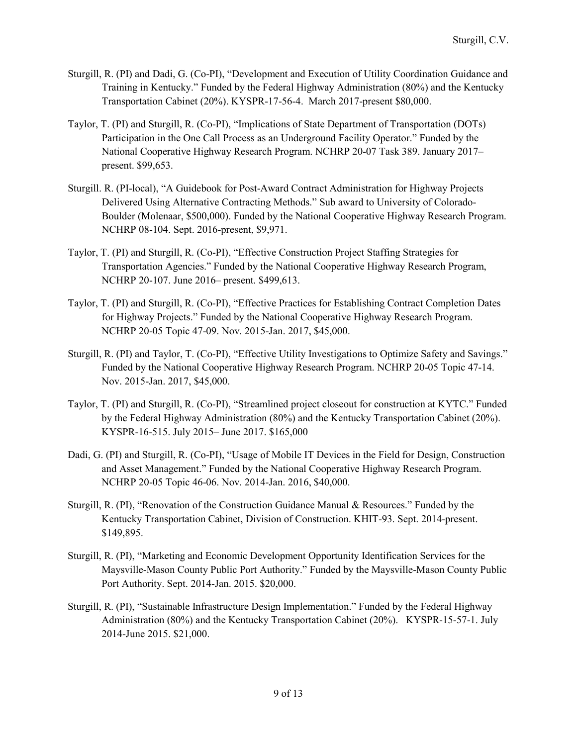Sturgill, R. (PI) and Dadi, G. (Co-PI), "Development and Execution of Utility Coordination Guidance and Training in Kentucky." Funded by the Federal Highway Administration (80%) and the Kentucky Transportation Cabinet (20%). KYSPR-17-56-4. March 2017-present $80,000.

Taylor, T. (PI) and Sturgill, R. (Co-PI), "Implications of State Department of Transportation (DOTs) Participation in the One Call Process as an Underground Facility Operator." Funded by the National Cooperative Highway Research Program. NCHRP 20-07 Task 389. January 2017–present. $99,653.

Sturgill. R. (PI-local), "A Guidebook for Post-Award Contract Administration for Highway Projects Delivered Using Alternative Contracting Methods." Sub award to University of Colorado-Boulder (Molenaar, $500,000). Funded by the National Cooperative Highway Research Program. NCHRP 08-104. Sept. 2016-present, $9,971.

Taylor, T. (PI) and Sturgill, R. (Co-PI), "Effective Construction Project Staffing Strategies for Transportation Agencies." Funded by the National Cooperative Highway Research Program, NCHRP 20-107. June 2016– present. $499,613.

Taylor, T. (PI) and Sturgill, R. (Co-PI), "Effective Practices for Establishing Contract Completion Dates for Highway Projects." Funded by the National Cooperative Highway Research Program. NCHRP 20-05 Topic 47-09. Nov. 2015-Jan. 2017, $45,000.

Sturgill, R. (PI) and Taylor, T. (Co-PI), "Effective Utility Investigations to Optimize Safety and Savings." Funded by the National Cooperative Highway Research Program. NCHRP 20-05 Topic 47-14. Nov. 2015-Jan. 2017, $45,000.

Taylor, T. (PI) and Sturgill, R. (Co-PI), "Streamlined project closeout for construction at KYTC." Funded by the Federal Highway Administration (80%) and the Kentucky Transportation Cabinet (20%). KYSPR-16-515. July 2015– June 2017. $165,000

Dadi, G. (PI) and Sturgill, R. (Co-PI), "Usage of Mobile IT Devices in the Field for Design, Construction and Asset Management." Funded by the National Cooperative Highway Research Program. NCHRP 20-05 Topic 46-06. Nov. 2014-Jan. 2016, $40,000.

Sturgill, R. (PI), "Renovation of the Construction Guidance Manual & Resources." Funded by the Kentucky Transportation Cabinet, Division of Construction. KHIT-93. Sept. 2014-present. $149,895.

Sturgill, R. (PI), "Marketing and Economic Development Opportunity Identification Services for the Maysville-Mason County Public Port Authority." Funded by the Maysville-Mason County Public Port Authority. Sept. 2014-Jan. 2015. $20,000.

Sturgill, R. (PI), "Sustainable Infrastructure Design Implementation." Funded by the Federal Highway Administration (80%) and the Kentucky Transportation Cabinet (20%). KYSPR-15-57-1. July 2014-June 2015. $21,000.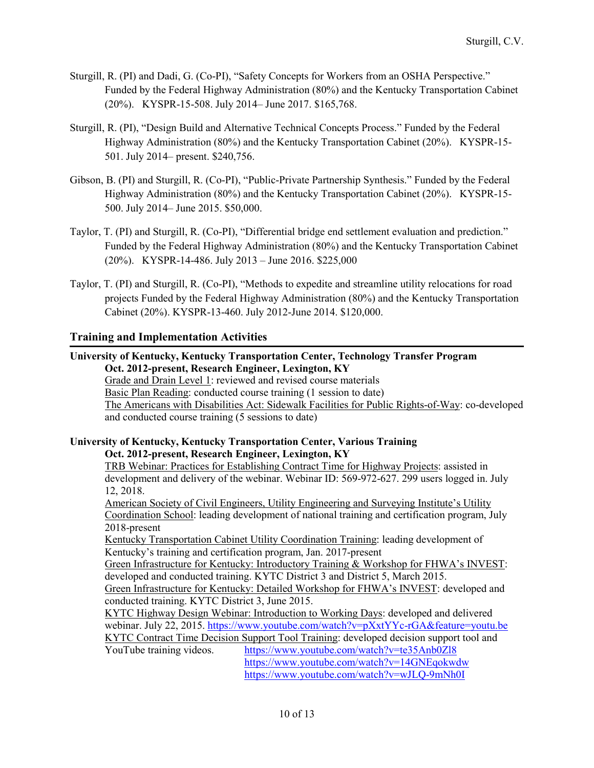Sturgill, R. (PI) and Dadi, G. (Co-PI), "Safety Concepts for Workers from an OSHA Perspective." Funded by the Federal Highway Administration (80%) and the Kentucky Transportation Cabinet (20%). KYSPR-15-508. July 2014– June 2017. $165,768.

Sturgill, R. (PI), "Design Build and Alternative Technical Concepts Process." Funded by the Federal Highway Administration (80%) and the Kentucky Transportation Cabinet (20%). KYSPR-15-501. July 2014– present. $240,756.

Gibson, B. (PI) and Sturgill, R. (Co-PI), "Public-Private Partnership Synthesis." Funded by the Federal Highway Administration (80%) and the Kentucky Transportation Cabinet (20%). KYSPR-15-500. July 2014– June 2015. $50,000.

Taylor, T. (PI) and Sturgill, R. (Co-PI), "Differential bridge end settlement evaluation and prediction." Funded by the Federal Highway Administration (80%) and the Kentucky Transportation Cabinet (20%). KYSPR-14-486. July 2013 – June 2016. $225,000

Taylor, T. (PI) and Sturgill, R. (Co-PI), "Methods to expedite and streamline utility relocations for road projects Funded by the Federal Highway Administration (80%) and the Kentucky Transportation Cabinet (20%). KYSPR-13-460. July 2012-June 2014. $120,000.

## Training and Implementation Activities

**University of Kentucky, Kentucky Transportation Center, Technology Transfer Program**
**Oct. 2012-present, Research Engineer, Lexington, KY**

Grade and Drain Level 1: reviewed and revised course materials
Basic Plan Reading: conducted course training (1 session to date)
The Americans with Disabilities Act: Sidewalk Facilities for Public Rights-of-Way: co-developed and conducted course training (5 sessions to date)

**University of Kentucky, Kentucky Transportation Center, Various Training**
**Oct. 2012-present, Research Engineer, Lexington, KY**

TRB Webinar: Practices for Establishing Contract Time for Highway Projects: assisted in development and delivery of the webinar. Webinar ID: 569-972-627. 299 users logged in. July 12, 2018.
American Society of Civil Engineers, Utility Engineering and Surveying Institute's Utility Coordination School: leading development of national training and certification program, July 2018-present
Kentucky Transportation Cabinet Utility Coordination Training: leading development of Kentucky's training and certification program, Jan. 2017-present
Green Infrastructure for Kentucky: Introductory Training & Workshop for FHWA's INVEST: developed and conducted training. KYTC District 3 and District 5, March 2015.
Green Infrastructure for Kentucky: Detailed Workshop for FHWA's INVEST: developed and conducted training. KYTC District 3, June 2015.
KYTC Highway Design Webinar: Introduction to Working Days: developed and delivered webinar. July 22, 2015. https://www.youtube.com/watch?v=pXxtYYc-rGA&feature=youtu.be
KYTC Contract Time Decision Support Tool Training: developed decision support tool and YouTube training videos. https://www.youtube.com/watch?v=te35Anb0Zl8
https://www.youtube.com/watch?v=14GNEqokwdw
https://www.youtube.com/watch?v=wJLQ-9mNh0I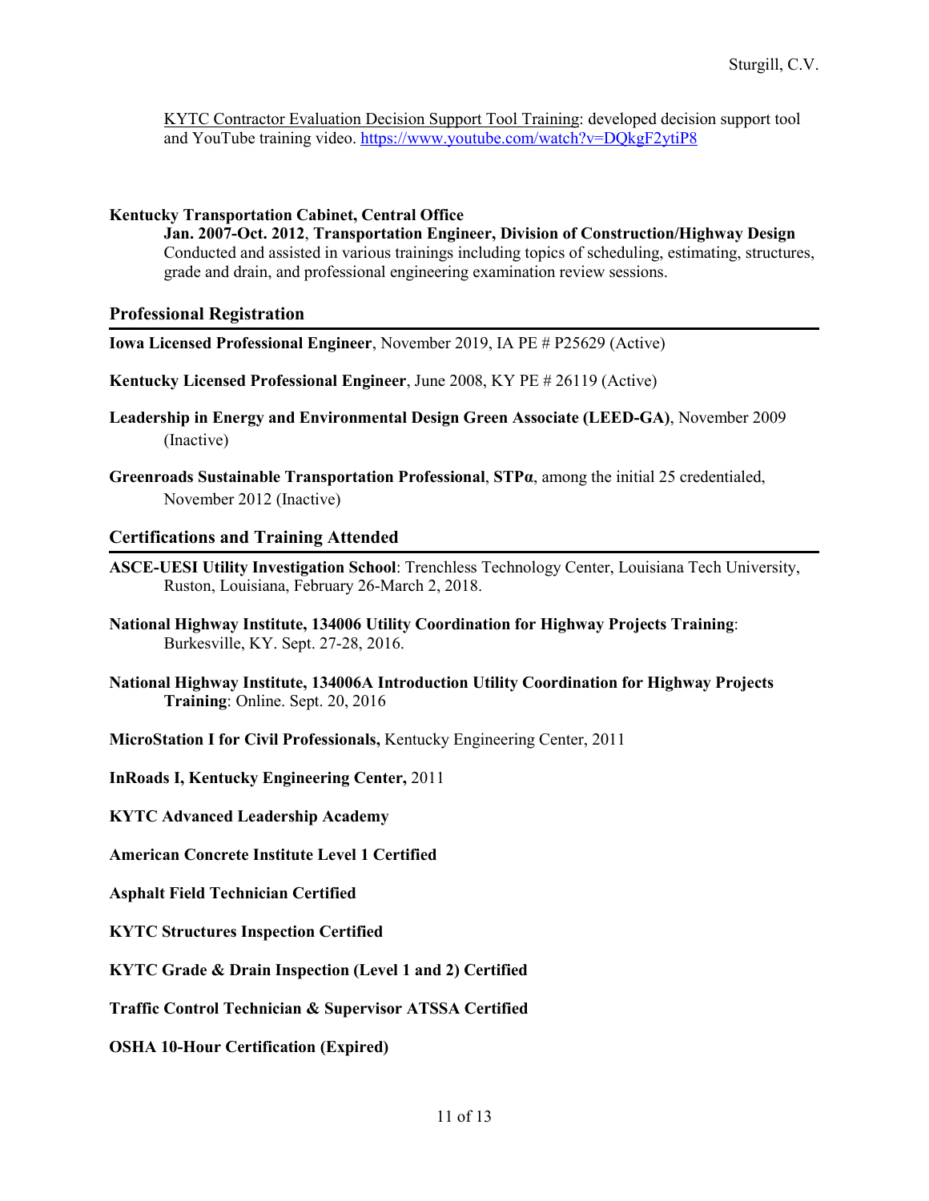KYTC Contractor Evaluation Decision Support Tool Training: developed decision support tool and YouTube training video. https://www.youtube.com/watch?v=DQkgF2ytiP8

**Kentucky Transportation Cabinet, Central Office**

**Jan. 2007-Oct. 2012**, **Transportation Engineer, Division of Construction/Highway Design**
Conducted and assisted in various trainings including topics of scheduling, estimating, structures, grade and drain, and professional engineering examination review sessions.

## Professional Registration

**Iowa Licensed Professional Engineer**, November 2019, IA PE # P25629 (Active)

**Kentucky Licensed Professional Engineer**, June 2008, KY PE # 26119 (Active)

**Leadership in Energy and Environmental Design Green Associate (LEED-GA)**, November 2009 (Inactive)

**Greenroads Sustainable Transportation Professional**, **STPα**, among the initial 25 credentialed, November 2012 (Inactive)

## Certifications and Training Attended

**ASCE-UESI Utility Investigation School**: Trenchless Technology Center, Louisiana Tech University, Ruston, Louisiana, February 26-March 2, 2018.

**National Highway Institute, 134006 Utility Coordination for Highway Projects Training**: Burkesville, KY. Sept. 27-28, 2016.

**National Highway Institute, 134006A Introduction Utility Coordination for Highway Projects Training**: Online. Sept. 20, 2016

**MicroStation I for Civil Professionals,** Kentucky Engineering Center, 2011

**InRoads I, Kentucky Engineering Center,** 2011

**KYTC Advanced Leadership Academy**

**American Concrete Institute Level 1 Certified**

**Asphalt Field Technician Certified**

**KYTC Structures Inspection Certified**

**KYTC Grade & Drain Inspection (Level 1 and 2) Certified**

**Traffic Control Technician & Supervisor ATSSA Certified**

**OSHA 10-Hour Certification (Expired)**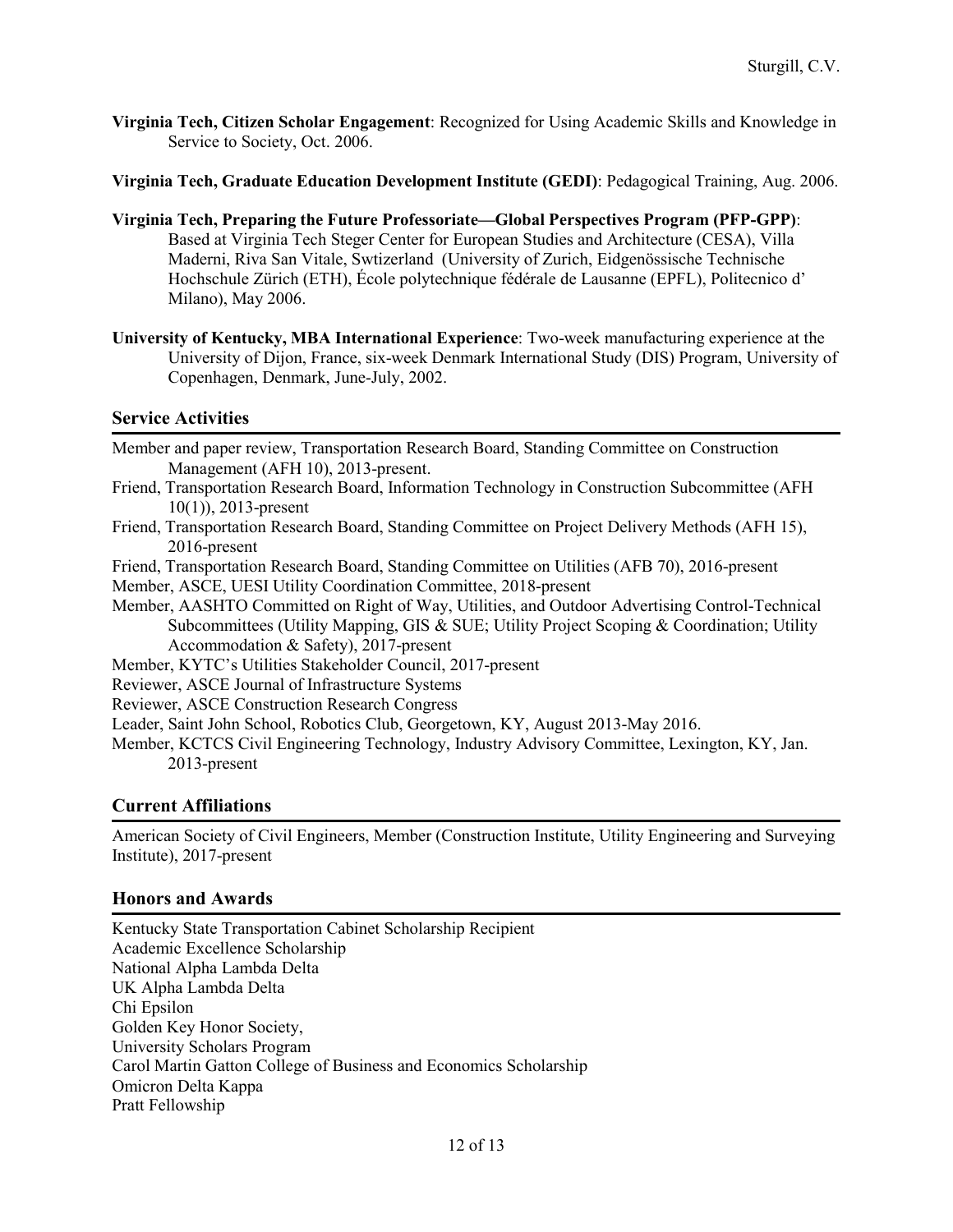**Virginia Tech, Citizen Scholar Engagement**: Recognized for Using Academic Skills and Knowledge in Service to Society, Oct. 2006.

**Virginia Tech, Graduate Education Development Institute (GEDI)**: Pedagogical Training, Aug. 2006.

**Virginia Tech, Preparing the Future Professoriate—Global Perspectives Program (PFP-GPP)**: Based at Virginia Tech Steger Center for European Studies and Architecture (CESA), Villa Maderni, Riva San Vitale, Swtizerland (University of Zurich, Eidgenössische Technische Hochschule Zürich (ETH), École polytechnique fédérale de Lausanne (EPFL), Politecnico d' Milano), May 2006.

**University of Kentucky, MBA International Experience**: Two-week manufacturing experience at the University of Dijon, France, six-week Denmark International Study (DIS) Program, University of Copenhagen, Denmark, June-July, 2002.

## Service Activities

Member and paper review, Transportation Research Board, Standing Committee on Construction Management (AFH 10), 2013-present.

Friend, Transportation Research Board, Information Technology in Construction Subcommittee (AFH 10(1)), 2013-present

Friend, Transportation Research Board, Standing Committee on Project Delivery Methods (AFH 15), 2016-present

Friend, Transportation Research Board, Standing Committee on Utilities (AFB 70), 2016-present

Member, ASCE, UESI Utility Coordination Committee, 2018-present

Member, AASHTO Committed on Right of Way, Utilities, and Outdoor Advertising Control-Technical Subcommittees (Utility Mapping, GIS & SUE; Utility Project Scoping & Coordination; Utility Accommodation & Safety), 2017-present

Member, KYTC's Utilities Stakeholder Council, 2017-present

Reviewer, ASCE Journal of Infrastructure Systems

Reviewer, ASCE Construction Research Congress

Leader, Saint John School, Robotics Club, Georgetown, KY, August 2013-May 2016.

Member, KCTCS Civil Engineering Technology, Industry Advisory Committee, Lexington, KY, Jan. 2013-present

## Current Affiliations

American Society of Civil Engineers, Member (Construction Institute, Utility Engineering and Surveying Institute), 2017-present

## Honors and Awards

Kentucky State Transportation Cabinet Scholarship Recipient
Academic Excellence Scholarship
National Alpha Lambda Delta
UK Alpha Lambda Delta
Chi Epsilon
Golden Key Honor Society,
University Scholars Program
Carol Martin Gatton College of Business and Economics Scholarship
Omicron Delta Kappa
Pratt Fellowship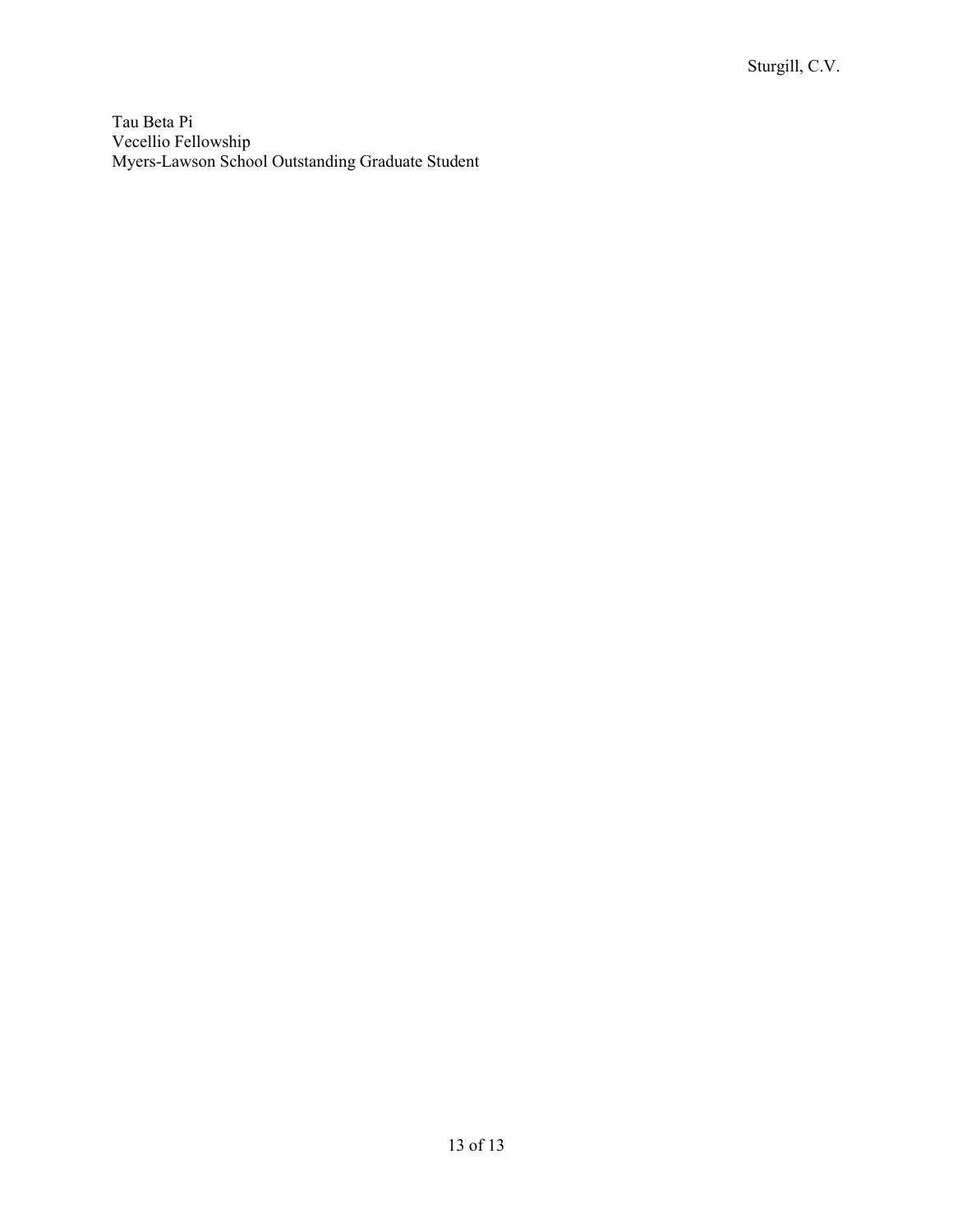Tau Beta Pi
Vecellio Fellowship
Myers-Lawson School Outstanding Graduate Student